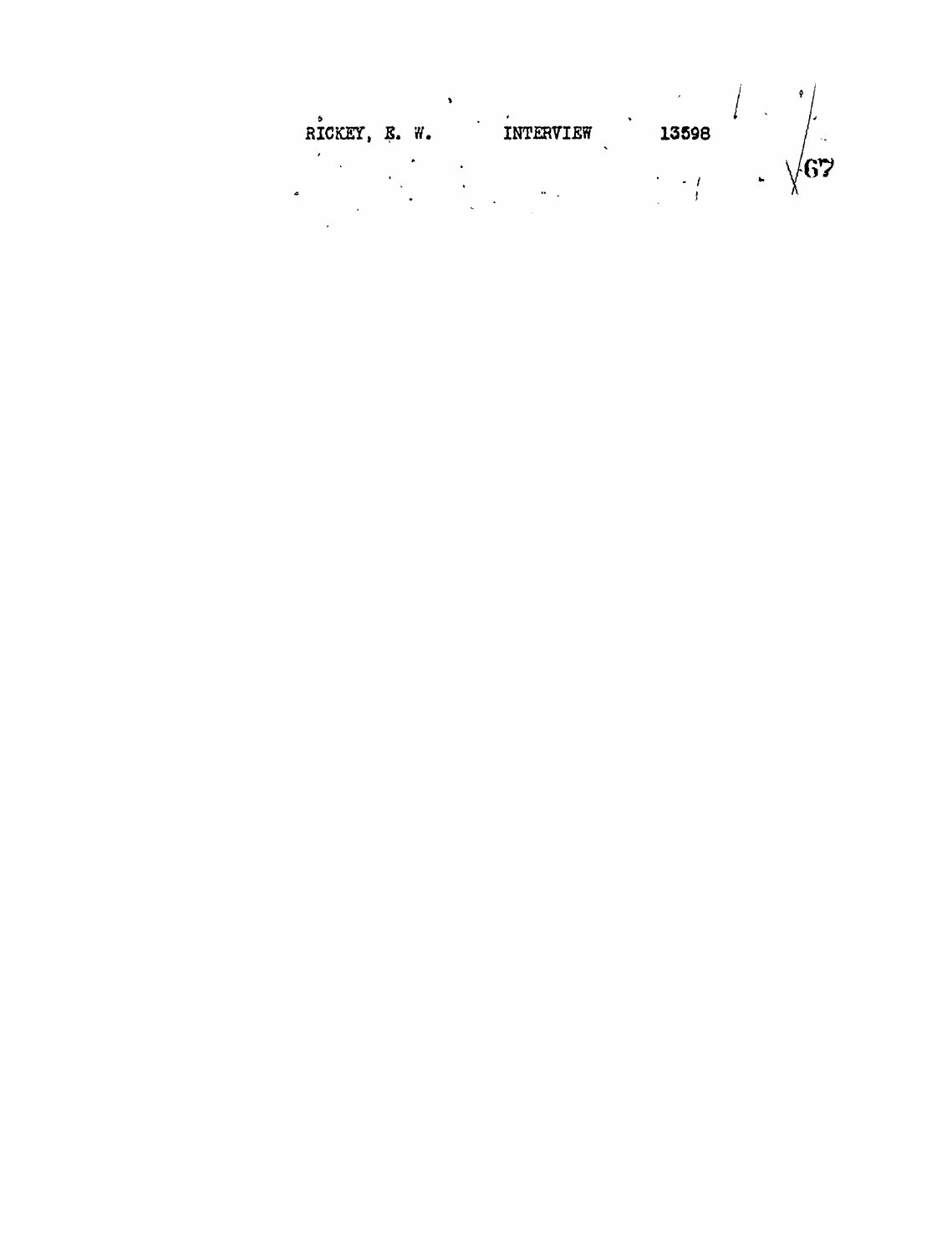RICKEY, E. W. INTERVIEW 13598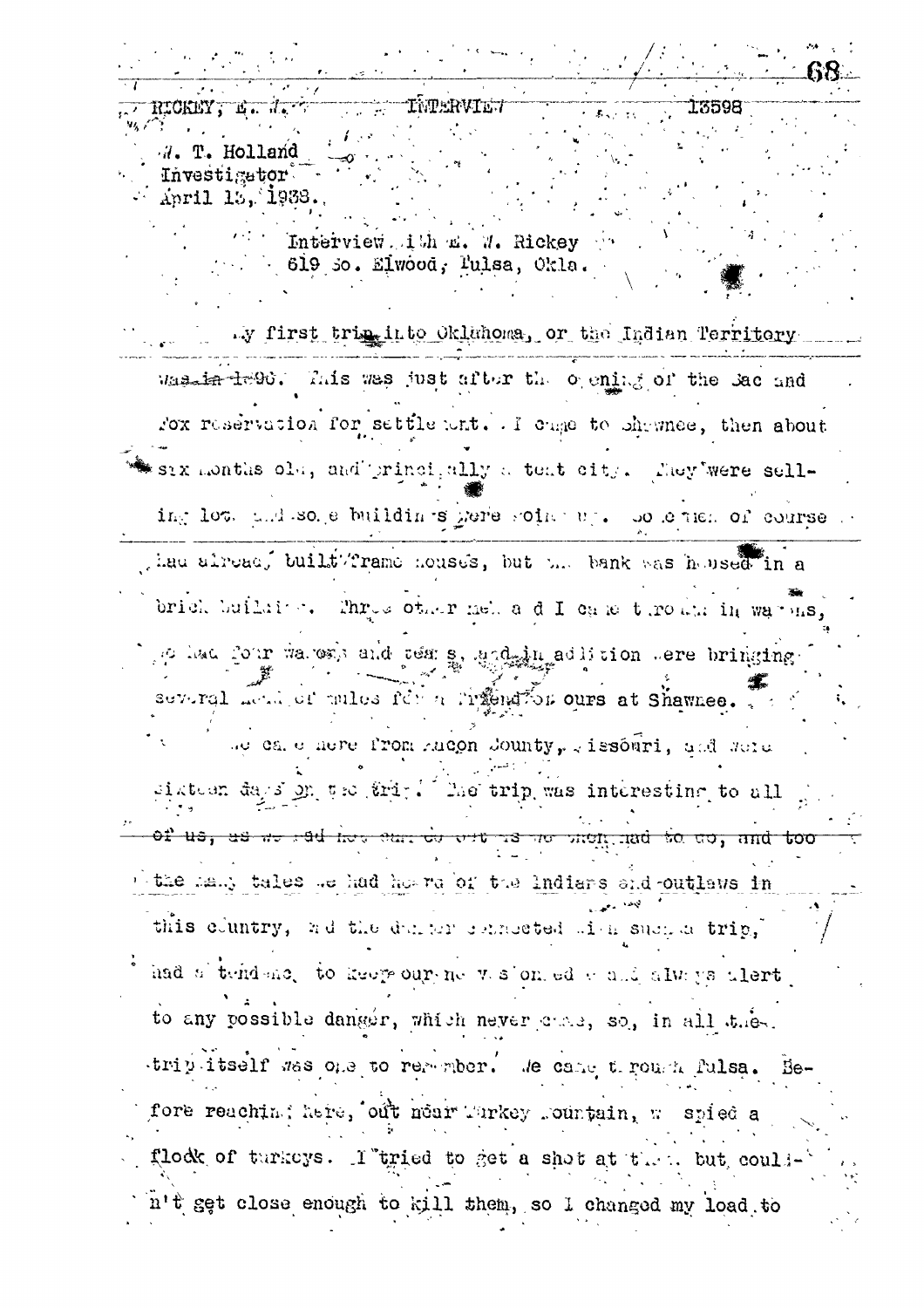RICKEY, E. W. INTERVIEW 13598

W. T. Holland
Investigator
April 13, 1938.

Interview with E. W. Rickey
619 So. Elwood, Tulsa, Okla.

My first trip into Oklahoma, or the Indian Territory was in 1890. This was just after the opening of the Sac and Fox reservation for settlement. I came to Shawnee, then about six months old, and principally a tent city. They were selling lots and some buildings were going up. Some men of course had already built frame houses, but the bank was housed in a brick building. Three other men and I came through in wagons, we had four wagons and teams, and in addition were bringing several head of mules for a friend of ours at Shawnee.

We came here from Macon County, Missouri, and were sixteen days on the trip. The trip was interesting to all of us, as we had not started out as we might had to do, and too the many tales we had heard of the Indians and outlaws in this country, and the danger connected with such a trip, had a tendency to keep our nerves on edge and always alert to any possible danger, which never came, so, in all the trip itself was one to remember. We came through Tulsa. Before reaching here, out near Turkey Mountain, we spied a flock of turkeys. I tried to get a shot at them, but couldn't get close enough to kill them, so I changed my load to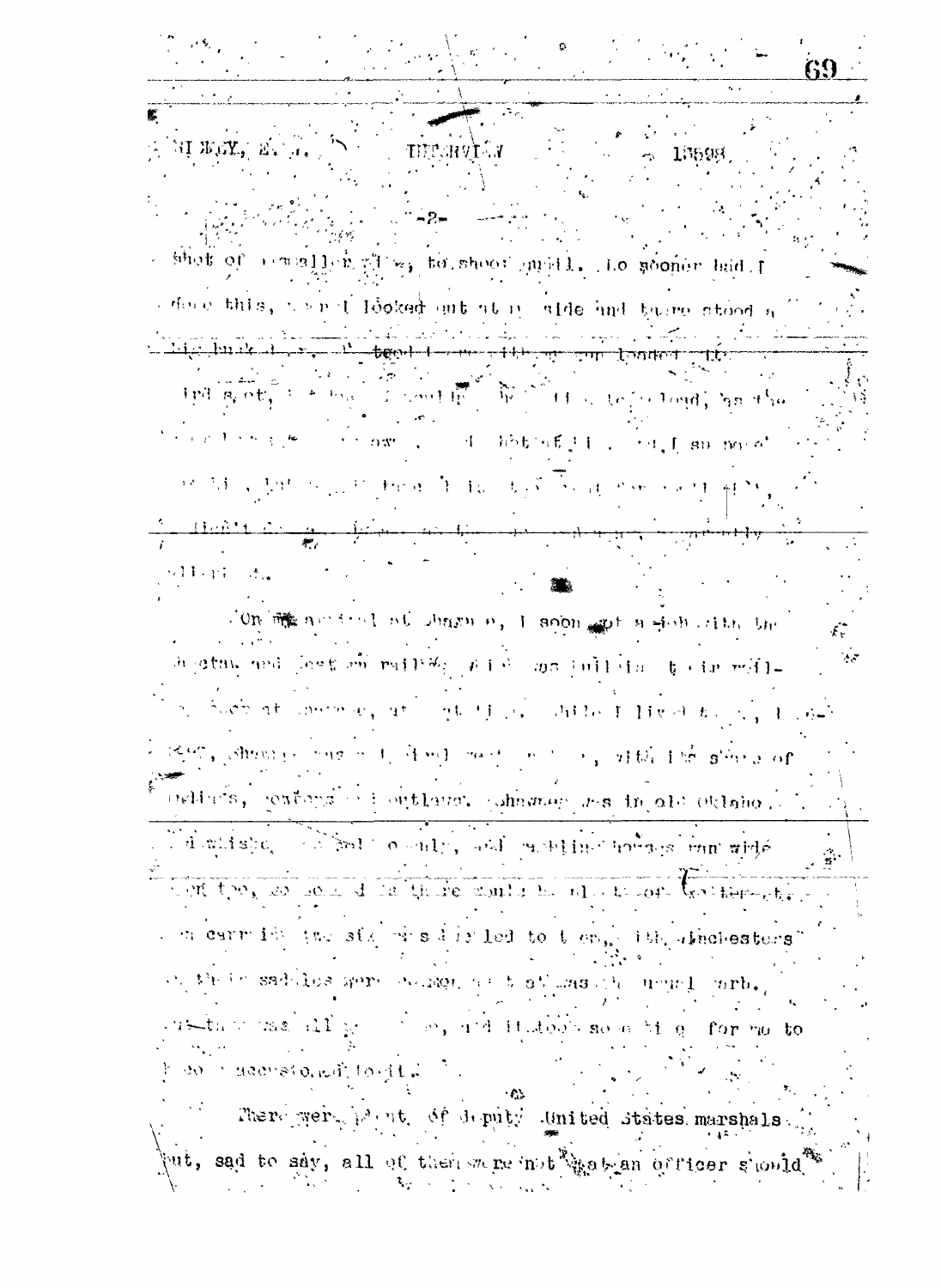shot of smaller size, to shoot quail. No sooner had I

done this, than I looked out at my side and there stood a

big buck deer. I tried to reload to

fire at it but I could not do it fast enough, as the

deer had been. I did not get it, and I am not

sorry, but it was then I first saw real deer,

I didn't get a chance at the deer again.

On my arrival at Shawnee, I soon got a job with the

Weston and Eastern railway which was building to this vill-

age. Back at that time, at night, while I lived there, I

Shawnee was just a wild west town, with its share of

outlaws, robbers and outlaws. Shawnee was in old Oklahoma,

established by the early settlers, and stealing horses ran wide

open there, so it could be there would be all the other outlaws

carried two six shooters tied to them, with Winchesters

on their saddles were common; that was the usual garb,

and that was all new to me, and it took some time for me to

become accustomed to it.

There were plenty of deputy United States marshals

but, sad to say, all of them were not what an officer should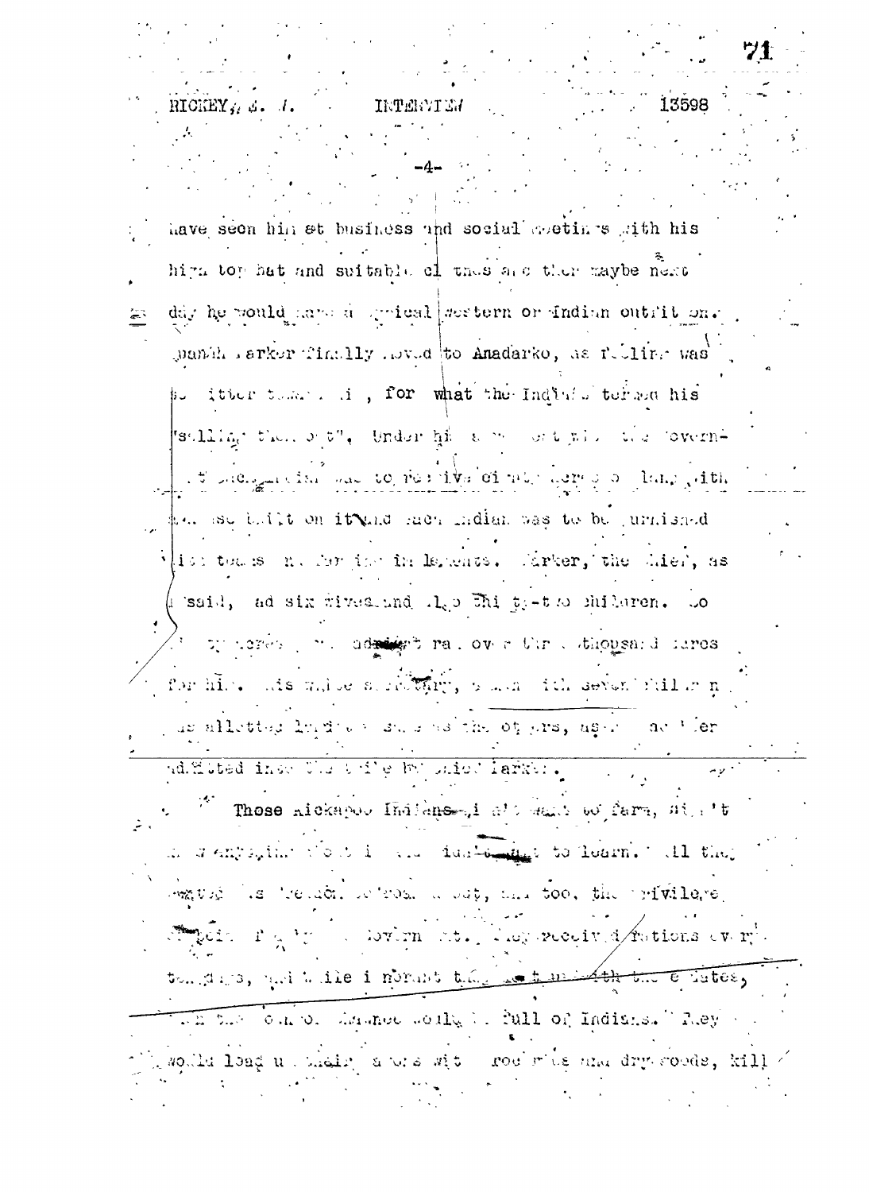have seen him at business and social meetings with his high top hat and suitable clothes and then maybe next day he would have a typical western or Indian outfit on. Quanah Parker finally moved to Anadarko, as feeling was so bitter toward him, for what the Indians termed his "selling them out". Under his agreement with the Government each Indian was to receive cimnty acres of land with house built on it and each Indian was to be furnished with teams and farming implements. Parker, the Chief, as I said, had six wives and also thirty-two children. So eighty acres each amounted to over three thousand acres for him. His white secretary, a man with seven children was allotted land the same as the others, as he had been admitted into the tribe by Chief Parker.

Those Kickapoo Indians did not want to farm, didn't know anything about it and didn't want to learn. All they wanted was freedom to roam about, and too, the privilege of being fed by the Government. They received rations every two weeks, and while I do not know the exact dates, the town of Anadarko would be full of Indians. They would load up their wagons with groceries and dry goods, kill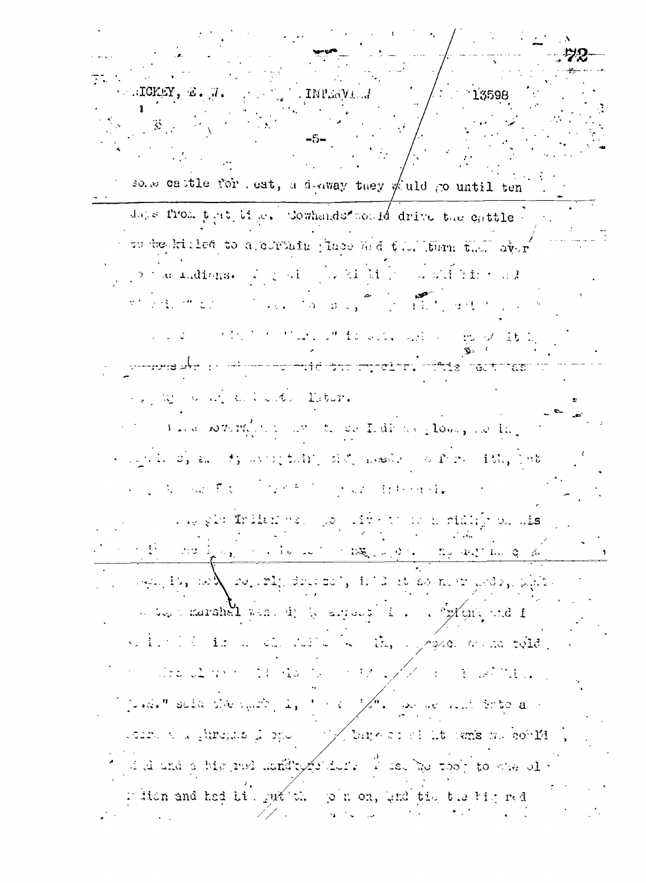some cattle for meat, and away they would go until ten days from that time. Cowhands would drive the cattle to be killed to a certain place and then turn them over to the Indians. ...

... later.

The government ... these Indians plows, ... everything they needed ... interested.

... old Indian was ... riding on his ...

... marshal ... arrest ... told ...

... said the marshal, ... So we went into a store and ... and a big red handkerchief. ... took to the old Indian and had him put them on, and tie the big red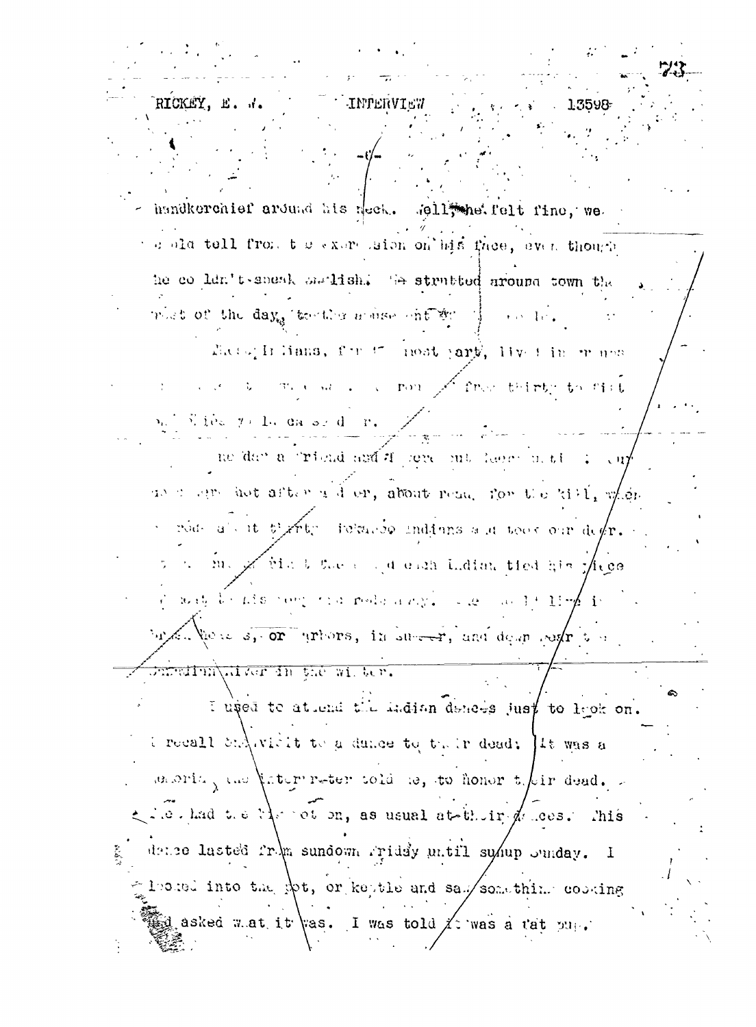handkerchief around his neck. Well, he felt fine, we could tell from the expression on his face, even though he couldn't speak English. He strutted around town the rest of the day, tootling his horn...

These Indians, for the most part, lived in ... from thirty to fifty ... died ... cared for.

... a friend and I were out ... hunting ... shot after a deer, about ready for the kill, when ... about thirty ... Indians ... took our deer. ... each Indian tied his piece ... his ... rode away. ... lived in brush houses, or arbors, in summer, and down near the ... River in the winter.

I used to attend the Indian dances just to look on. I recall one visit to a dance to their dead. It was a memorial, the interpreter told me, to honor their dead. ... had the pot on, as usual at their dances. This dance lasted from sundown Friday until sunup Sunday. I looked into the pot, or kettle and saw something cooking and asked what it was. I was told it was a fat pup.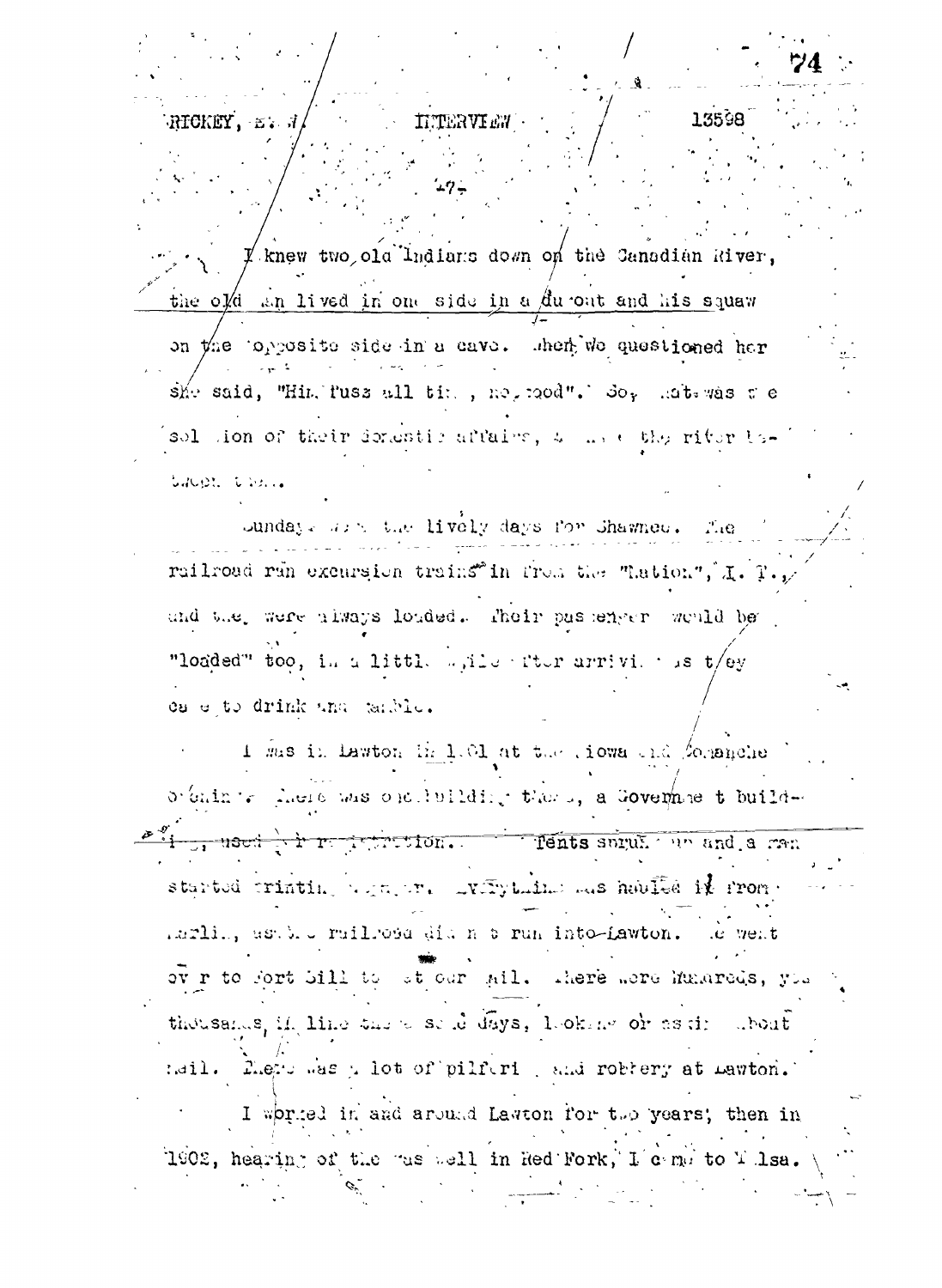I knew two old Indians down on the Canadian River, the old man lived in one side in a dugout and his squaw on the opposite side in a cave. When we questioned her she said, "Him fuss all time, no good". So, that was the solution of their domestic affairs, with the river between them.

Sundays were the lively days for Shawnee. The railroad ran excursion trains in from the "Nation", I. T., and they were always loaded. Their passengers would be "loaded" too, in a little while after arriving as they came to drink and gamble.

I was in Lawton in 1901 at the Kiowa and Comanche opening. There was one building there, a Government building, used for registration. Tents sprung up and a man started printing a paper. Everything was hauled in from Marlin, as the railroad did not run into Lawton. We went over to Fort Sill to get our mail. There were hundreds, you thousands, in line there some days, looking or asking about mail. There was a lot of pilfering and robbery at Lawton.

I worked in and around Lawton for two years; then in 1902, hearing of the gas well in Red Fork, I came to Tulsa.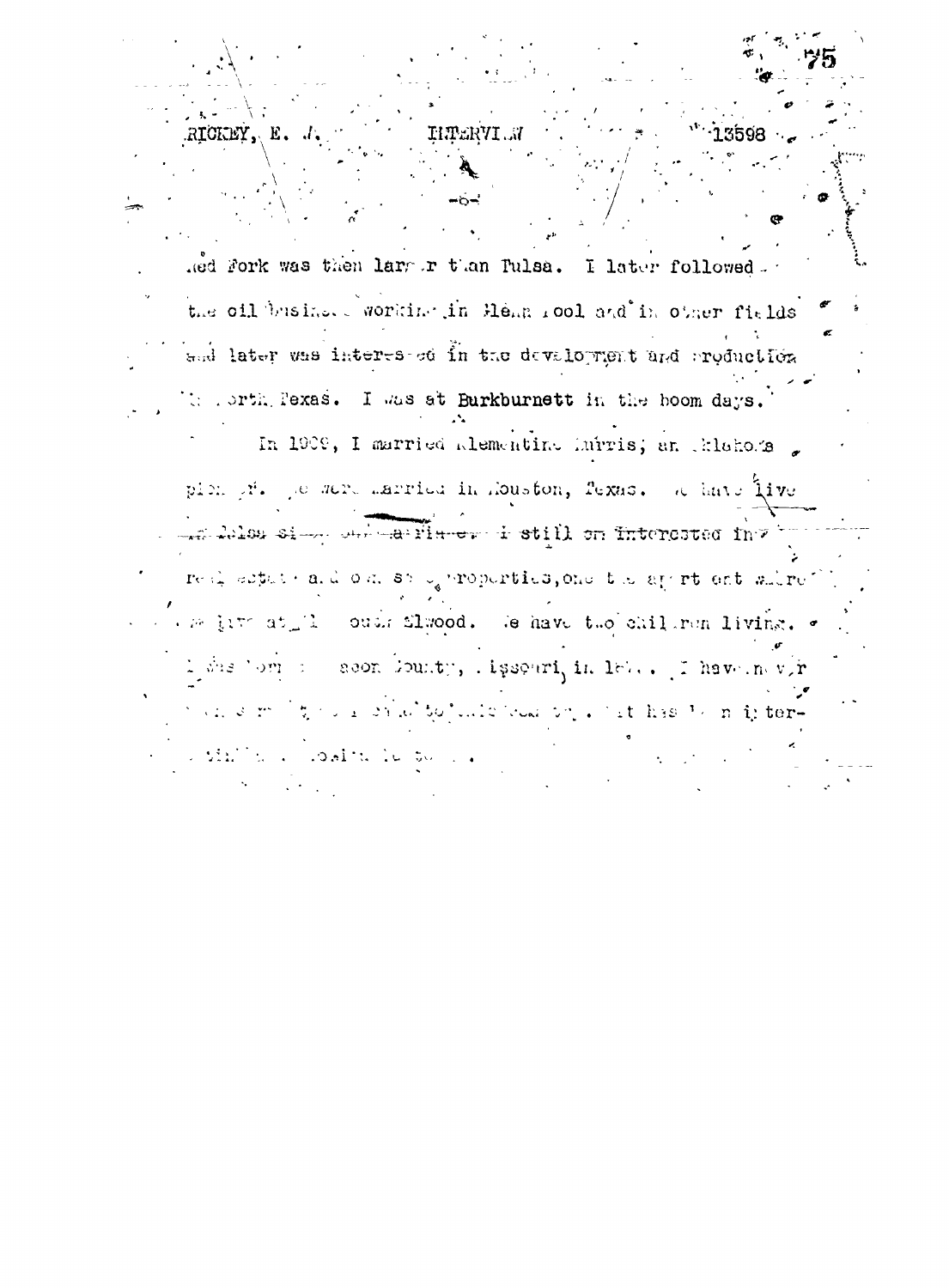Red Fork was then larger than Tulsa. I later followed the oil business working in Glenn Pool and in other fields and later was interested in the development and production in North Texas. I was at Burkburnett in the boom days.

In 1909, I married Klementine Harris, an Oklahoma pioneer. We were married in Houston, Texas. We have lived in Tulsa since our marriage. I still am interested in real estate and own some properties, one the apartment where we live at 11 South Elwood. We have two children living. I was born in Mason County, Missouri, in 18.. . I have never ... to this country. It has been interesting ... to see ...